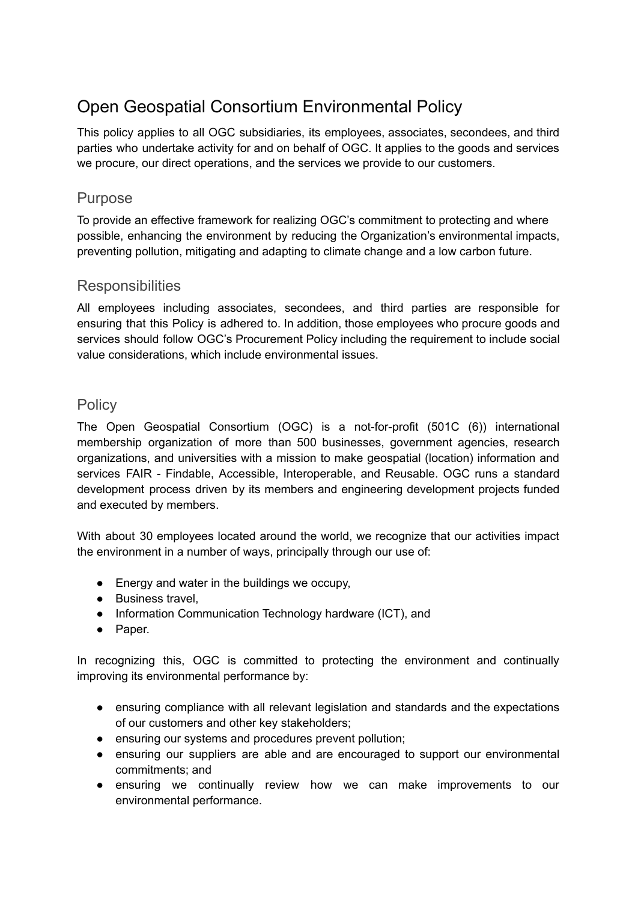# Open Geospatial Consortium Environmental Policy

This policy applies to all OGC subsidiaries, its employees, associates, secondees, and third parties who undertake activity for and on behalf of OGC. It applies to the goods and services we procure, our direct operations, and the services we provide to our customers.

## Purpose

To provide an effective framework for realizing OGC's commitment to protecting and where possible, enhancing the environment by reducing the Organization's environmental impacts, preventing pollution, mitigating and adapting to climate change and a low carbon future.

## Responsibilities

All employees including associates, secondees, and third parties are responsible for ensuring that this Policy is adhered to. In addition, those employees who procure goods and services should follow OGC's Procurement Policy including the requirement to include social value considerations, which include environmental issues.

## Policy

The Open Geospatial Consortium (OGC) is a not-for-profit (501C (6)) international membership organization of more than 500 businesses, government agencies, research organizations, and universities with a mission to make geospatial (location) information and services FAIR - Findable, Accessible, Interoperable, and Reusable. OGC runs a standard development process driven by its members and engineering development projects funded and executed by members.

With about 30 employees located around the world, we recognize that our activities impact the environment in a number of ways, principally through our use of:

- Energy and water in the buildings we occupy,
- Business travel,
- Information Communication Technology hardware (ICT), and
- Paper.

In recognizing this, OGC is committed to protecting the environment and continually improving its environmental performance by:

- ensuring compliance with all relevant legislation and standards and the expectations of our customers and other key stakeholders;
- ensuring our systems and procedures prevent pollution;
- ensuring our suppliers are able and are encouraged to support our environmental commitments; and
- ensuring we continually review how we can make improvements to our environmental performance.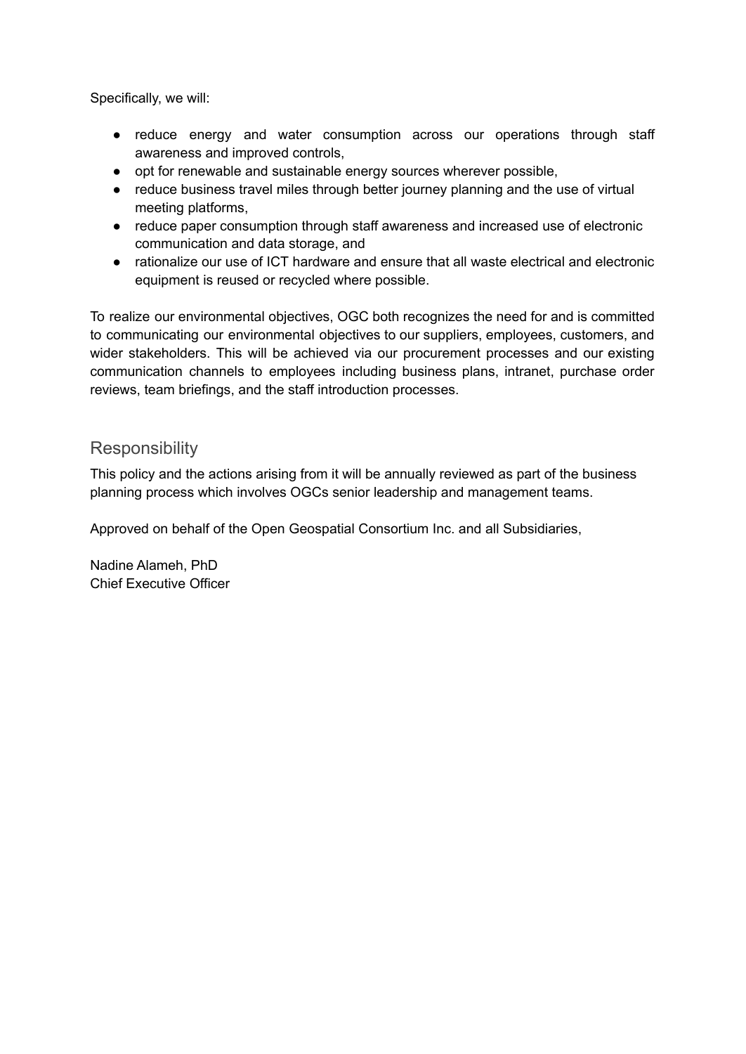Specifically, we will:

- reduce energy and water consumption across our operations through staff awareness and improved controls,
- opt for renewable and sustainable energy sources wherever possible,
- reduce business travel miles through better journey planning and the use of virtual meeting platforms,
- reduce paper consumption through staff awareness and increased use of electronic communication and data storage, and
- rationalize our use of ICT hardware and ensure that all waste electrical and electronic equipment is reused or recycled where possible.

To realize our environmental objectives, OGC both recognizes the need for and is committed to communicating our environmental objectives to our suppliers, employees, customers, and wider stakeholders. This will be achieved via our procurement processes and our existing communication channels to employees including business plans, intranet, purchase order reviews, team briefings, and the staff introduction processes.

## Responsibility

This policy and the actions arising from it will be annually reviewed as part of the business planning process which involves OGCs senior leadership and management teams.

Approved on behalf of the Open Geospatial Consortium Inc. and all Subsidiaries,

Nadine Alameh, PhD
Chief Executive Officer